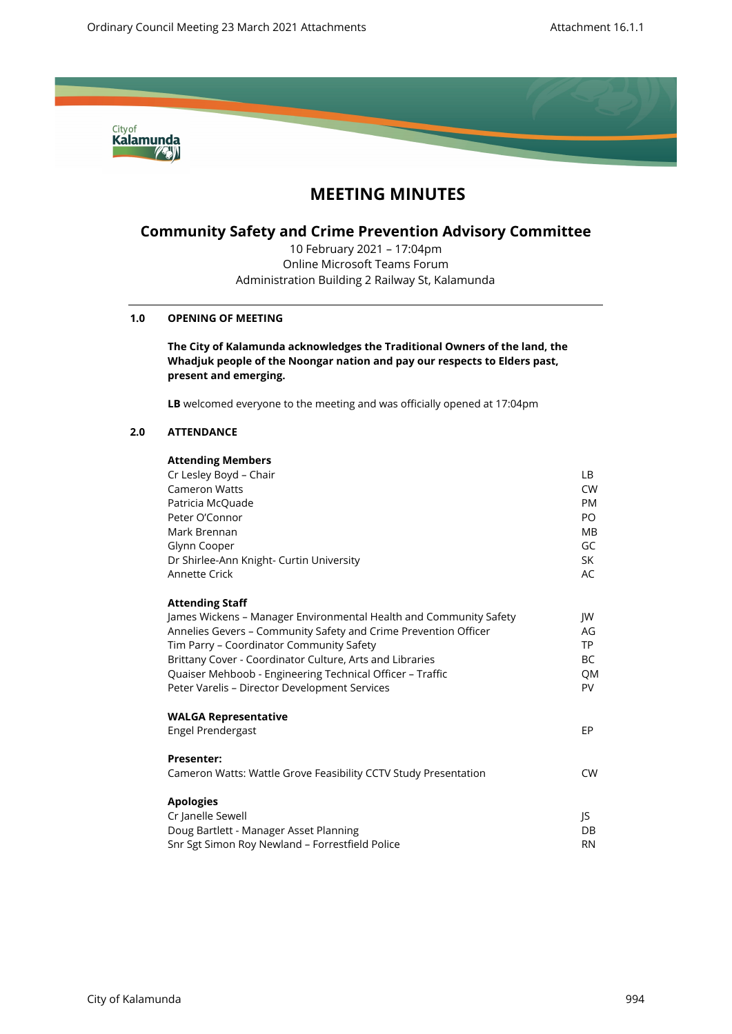# MEETING MINUTES

## Community Safety and Crime Prevention Advisory Committee

10 February 2021 – 17:04pm
Online Microsoft Teams Forum
Administration Building 2 Railway St, Kalamunda

### 1.0 OPENING OF MEETING

**The City of Kalamunda acknowledges the Traditional Owners of the land, the Whadjuk people of the Noongar nation and pay our respects to Elders past, present and emerging.**

**LB** welcomed everyone to the meeting and was officially opened at 17:04pm

### 2.0 ATTENDANCE

**Attending Members**

| | |
|---|---|
| Cr Lesley Boyd – Chair | LB |
| Cameron Watts | CW |
| Patricia McQuade | PM |
| Peter O'Connor | PO |
| Mark Brennan | MB |
| Glynn Cooper | GC |
| Dr Shirlee-Ann Knight- Curtin University | SK |
| Annette Crick | AC |

**Attending Staff**

| | |
|---|---|
| James Wickens – Manager Environmental Health and Community Safety | JW |
| Annelies Gevers – Community Safety and Crime Prevention Officer | AG |
| Tim Parry – Coordinator Community Safety | TP |
| Brittany Cover - Coordinator Culture, Arts and Libraries | BC |
| Quaiser Mehboob - Engineering Technical Officer – Traffic | QM |
| Peter Varelis – Director Development Services | PV |

**WALGA Representative**

| | |
|---|---|
| Engel Prendergast | EP |

**Presenter:**

| | |
|---|---|
| Cameron Watts: Wattle Grove Feasibility CCTV Study Presentation | CW |

**Apologies**

| | |
|---|---|
| Cr Janelle Sewell | JS |
| Doug Bartlett - Manager Asset Planning | DB |
| Snr Sgt Simon Roy Newland – Forrestfield Police | RN |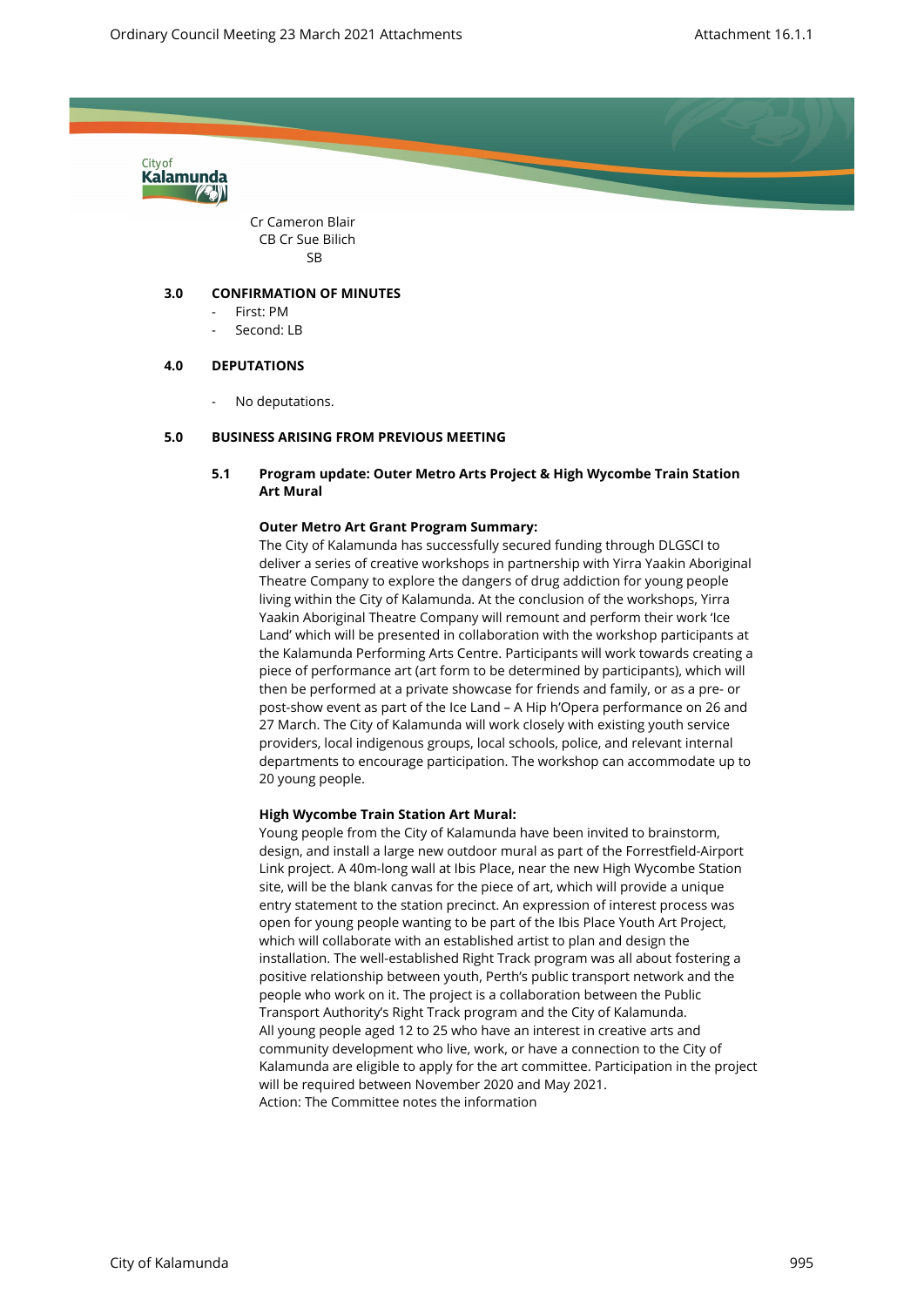Cr Cameron Blair CB Cr Sue Bilich SB

### 3.0 CONFIRMATION OF MINUTES

- First: PM
- Second: LB

### 4.0 DEPUTATIONS

- No deputations.

### 5.0 BUSINESS ARISING FROM PREVIOUS MEETING

#### 5.1 Program update: Outer Metro Arts Project & High Wycombe Train Station Art Mural

**Outer Metro Art Grant Program Summary:**

The City of Kalamunda has successfully secured funding through DLGSCI to deliver a series of creative workshops in partnership with Yirra Yaakin Aboriginal Theatre Company to explore the dangers of drug addiction for young people living within the City of Kalamunda. At the conclusion of the workshops, Yirra Yaakin Aboriginal Theatre Company will remount and perform their work 'Ice Land' which will be presented in collaboration with the workshop participants at the Kalamunda Performing Arts Centre. Participants will work towards creating a piece of performance art (art form to be determined by participants), which will then be performed at a private showcase for friends and family, or as a pre- or post-show event as part of the Ice Land – A Hip h'Opera performance on 26 and 27 March. The City of Kalamunda will work closely with existing youth service providers, local indigenous groups, local schools, police, and relevant internal departments to encourage participation. The workshop can accommodate up to 20 young people.

**High Wycombe Train Station Art Mural:**

Young people from the City of Kalamunda have been invited to brainstorm, design, and install a large new outdoor mural as part of the Forrestfield-Airport Link project. A 40m-long wall at Ibis Place, near the new High Wycombe Station site, will be the blank canvas for the piece of art, which will provide a unique entry statement to the station precinct. An expression of interest process was open for young people wanting to be part of the Ibis Place Youth Art Project, which will collaborate with an established artist to plan and design the installation. The well-established Right Track program was all about fostering a positive relationship between youth, Perth's public transport network and the people who work on it. The project is a collaboration between the Public Transport Authority's Right Track program and the City of Kalamunda. All young people aged 12 to 25 who have an interest in creative arts and community development who live, work, or have a connection to the City of Kalamunda are eligible to apply for the art committee. Participation in the project will be required between November 2020 and May 2021.
Action: The Committee notes the information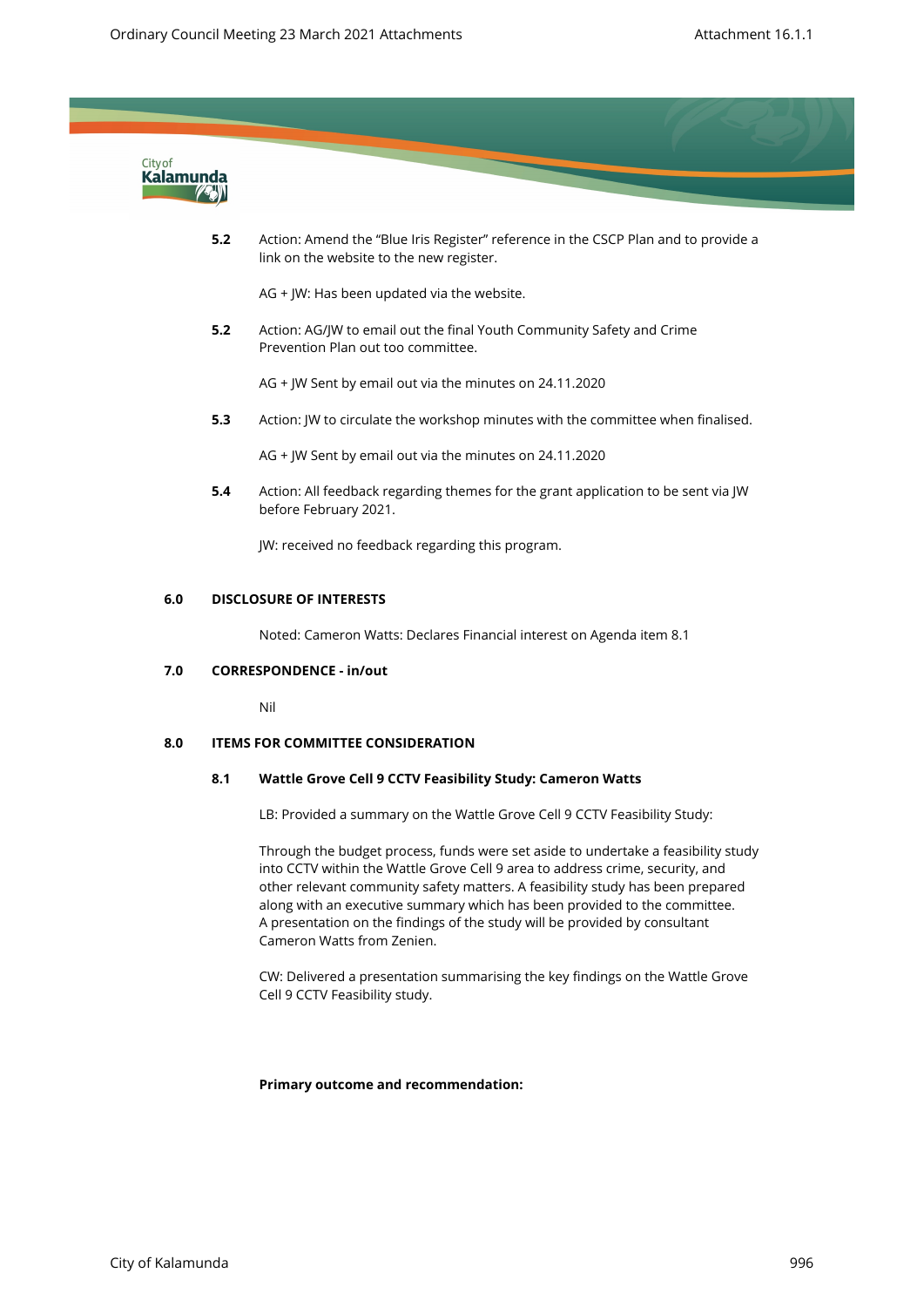**5.2** Action: Amend the "Blue Iris Register" reference in the CSCP Plan and to provide a link on the website to the new register.

AG + JW: Has been updated via the website.

**5.2** Action: AG/JW to email out the final Youth Community Safety and Crime Prevention Plan out too committee.

AG + JW Sent by email out via the minutes on 24.11.2020

**5.3** Action: JW to circulate the workshop minutes with the committee when finalised.

AG + JW Sent by email out via the minutes on 24.11.2020

**5.4** Action: All feedback regarding themes for the grant application to be sent via JW before February 2021.

JW: received no feedback regarding this program.

## 6.0 DISCLOSURE OF INTERESTS

Noted: Cameron Watts: Declares Financial interest on Agenda item 8.1

## 7.0 CORRESPONDENCE - in/out

Nil

## 8.0 ITEMS FOR COMMITTEE CONSIDERATION

### 8.1 Wattle Grove Cell 9 CCTV Feasibility Study: Cameron Watts

LB: Provided a summary on the Wattle Grove Cell 9 CCTV Feasibility Study:

Through the budget process, funds were set aside to undertake a feasibility study into CCTV within the Wattle Grove Cell 9 area to address crime, security, and other relevant community safety matters. A feasibility study has been prepared along with an executive summary which has been provided to the committee. A presentation on the findings of the study will be provided by consultant Cameron Watts from Zenien.

CW: Delivered a presentation summarising the key findings on the Wattle Grove Cell 9 CCTV Feasibility study.

**Primary outcome and recommendation:**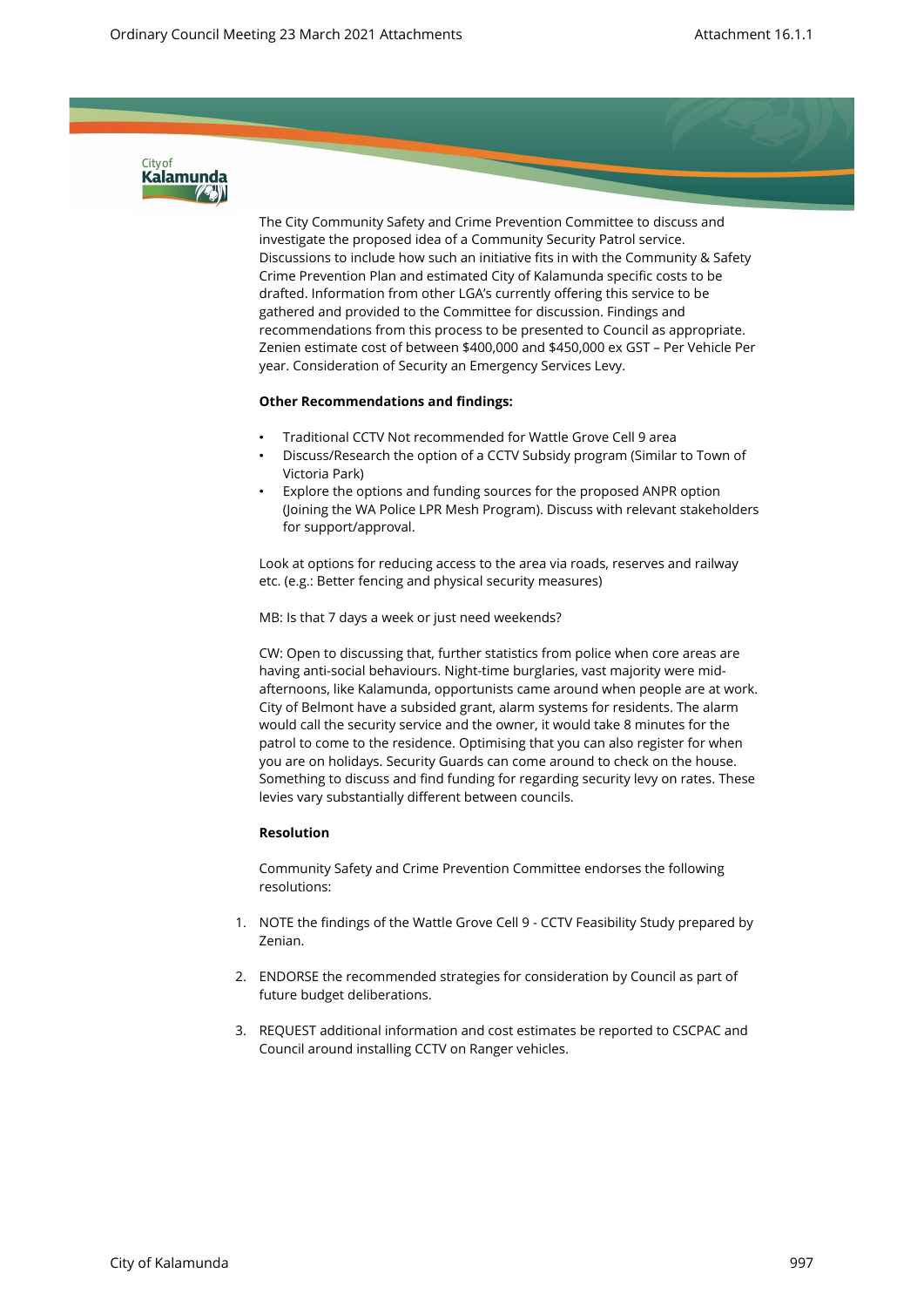The City Community Safety and Crime Prevention Committee to discuss and investigate the proposed idea of a Community Security Patrol service. Discussions to include how such an initiative fits in with the Community & Safety Crime Prevention Plan and estimated City of Kalamunda specific costs to be drafted. Information from other LGA's currently offering this service to be gathered and provided to the Committee for discussion. Findings and recommendations from this process to be presented to Council as appropriate. Zenien estimate cost of between $400,000 and $450,000 ex GST – Per Vehicle Per year. Consideration of Security an Emergency Services Levy.

**Other Recommendations and findings:**

- Traditional CCTV Not recommended for Wattle Grove Cell 9 area
- Discuss/Research the option of a CCTV Subsidy program (Similar to Town of Victoria Park)
- Explore the options and funding sources for the proposed ANPR option (Joining the WA Police LPR Mesh Program). Discuss with relevant stakeholders for support/approval.

Look at options for reducing access to the area via roads, reserves and railway etc. (e.g.: Better fencing and physical security measures)

MB: Is that 7 days a week or just need weekends?

CW: Open to discussing that, further statistics from police when core areas are having anti-social behaviours. Night-time burglaries, vast majority were mid-afternoons, like Kalamunda, opportunists came around when people are at work. City of Belmont have a subsided grant, alarm systems for residents. The alarm would call the security service and the owner, it would take 8 minutes for the patrol to come to the residence. Optimising that you can also register for when you are on holidays. Security Guards can come around to check on the house. Something to discuss and find funding for regarding security levy on rates. These levies vary substantially different between councils.

**Resolution**

Community Safety and Crime Prevention Committee endorses the following resolutions:

1. NOTE the findings of the Wattle Grove Cell 9 - CCTV Feasibility Study prepared by Zenian.

2. ENDORSE the recommended strategies for consideration by Council as part of future budget deliberations.

3. REQUEST additional information and cost estimates be reported to CSCPAC and Council around installing CCTV on Ranger vehicles.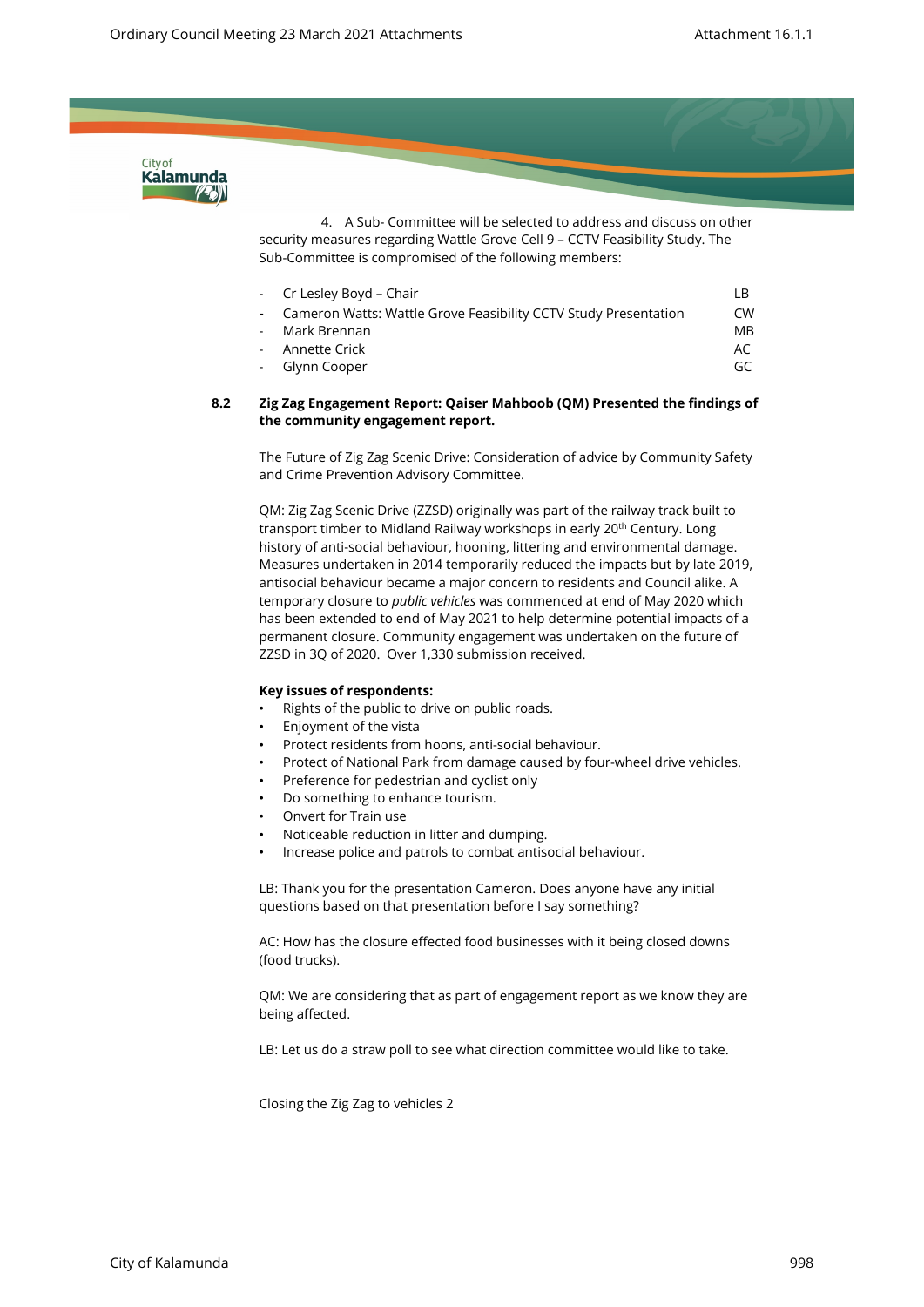4. A Sub- Committee will be selected to address and discuss on other security measures regarding Wattle Grove Cell 9 – CCTV Feasibility Study. The Sub-Committee is compromised of the following members:

- Cr Lesley Boyd – Chair LB
- Cameron Watts: Wattle Grove Feasibility CCTV Study Presentation CW
- Mark Brennan MB
- Annette Crick AC
- Glynn Cooper GC

**8.2 Zig Zag Engagement Report: Qaiser Mahboob (QM) Presented the findings of the community engagement report.**

The Future of Zig Zag Scenic Drive: Consideration of advice by Community Safety and Crime Prevention Advisory Committee.

QM: Zig Zag Scenic Drive (ZZSD) originally was part of the railway track built to transport timber to Midland Railway workshops in early 20th Century. Long history of anti-social behaviour, hooning, littering and environmental damage. Measures undertaken in 2014 temporarily reduced the impacts but by late 2019, antisocial behaviour became a major concern to residents and Council alike. A temporary closure to *public vehicles* was commenced at end of May 2020 which has been extended to end of May 2021 to help determine potential impacts of a permanent closure. Community engagement was undertaken on the future of ZZSD in 3Q of 2020. Over 1,330 submission received.

**Key issues of respondents:**

- Rights of the public to drive on public roads.
- Enjoyment of the vista
- Protect residents from hoons, anti-social behaviour.
- Protect of National Park from damage caused by four-wheel drive vehicles.
- Preference for pedestrian and cyclist only
- Do something to enhance tourism.
- Onvert for Train use
- Noticeable reduction in litter and dumping.
- Increase police and patrols to combat antisocial behaviour.

LB: Thank you for the presentation Cameron. Does anyone have any initial questions based on that presentation before I say something?

AC: How has the closure effected food businesses with it being closed downs (food trucks).

QM: We are considering that as part of engagement report as we know they are being affected.

LB: Let us do a straw poll to see what direction committee would like to take.

Closing the Zig Zag to vehicles 2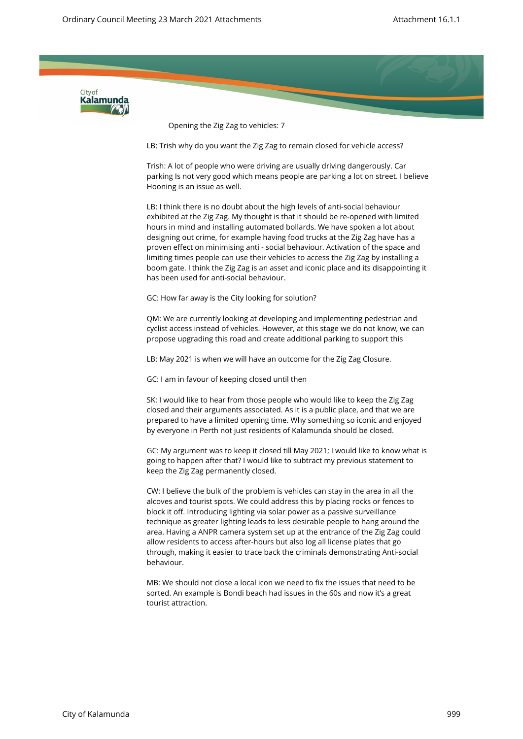Opening the Zig Zag to vehicles: 7

LB: Trish why do you want the Zig Zag to remain closed for vehicle access?

Trish: A lot of people who were driving are usually driving dangerously. Car parking Is not very good which means people are parking a lot on street. I believe Hooning is an issue as well.

LB: I think there is no doubt about the high levels of anti-social behaviour exhibited at the Zig Zag. My thought is that it should be re-opened with limited hours in mind and installing automated bollards. We have spoken a lot about designing out crime, for example having food trucks at the Zig Zag have has a proven effect on minimising anti - social behaviour. Activation of the space and limiting times people can use their vehicles to access the Zig Zag by installing a boom gate. I think the Zig Zag is an asset and iconic place and its disappointing it has been used for anti-social behaviour.

GC: How far away is the City looking for solution?

QM: We are currently looking at developing and implementing pedestrian and cyclist access instead of vehicles. However, at this stage we do not know, we can propose upgrading this road and create additional parking to support this

LB: May 2021 is when we will have an outcome for the Zig Zag Closure.

GC: I am in favour of keeping closed until then

SK: I would like to hear from those people who would like to keep the Zig Zag closed and their arguments associated. As it is a public place, and that we are prepared to have a limited opening time. Why something so iconic and enjoyed by everyone in Perth not just residents of Kalamunda should be closed.

GC: My argument was to keep it closed till May 2021; I would like to know what is going to happen after that? I would like to subtract my previous statement to keep the Zig Zag permanently closed.

CW: I believe the bulk of the problem is vehicles can stay in the area in all the alcoves and tourist spots. We could address this by placing rocks or fences to block it off. Introducing lighting via solar power as a passive surveillance technique as greater lighting leads to less desirable people to hang around the area. Having a ANPR camera system set up at the entrance of the Zig Zag could allow residents to access after-hours but also log all license plates that go through, making it easier to trace back the criminals demonstrating Anti-social behaviour.

MB: We should not close a local icon we need to fix the issues that need to be sorted. An example is Bondi beach had issues in the 60s and now it's a great tourist attraction.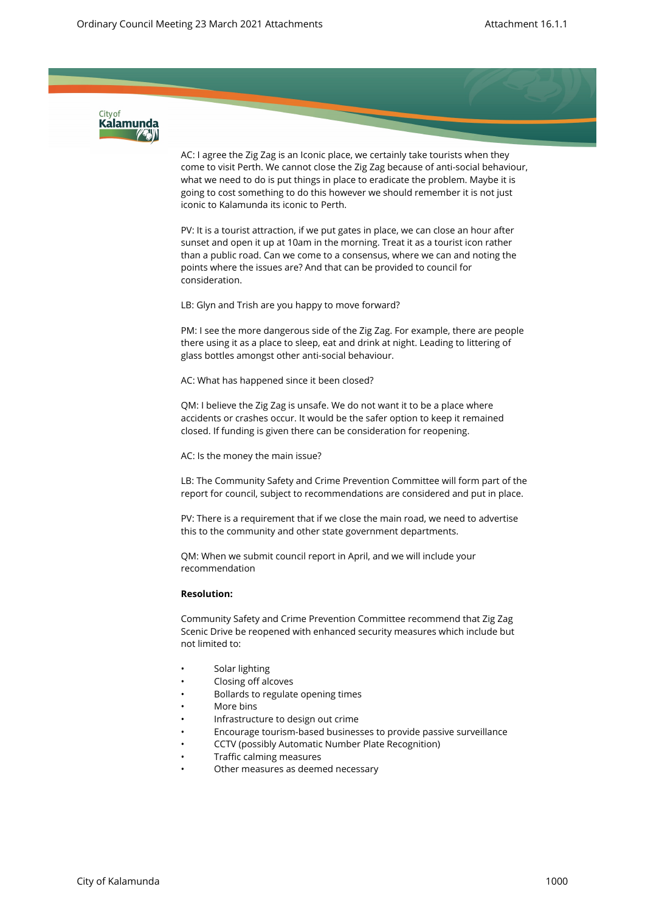AC: I agree the Zig Zag is an Iconic place, we certainly take tourists when they come to visit Perth. We cannot close the Zig Zag because of anti-social behaviour, what we need to do is put things in place to eradicate the problem. Maybe it is going to cost something to do this however we should remember it is not just iconic to Kalamunda its iconic to Perth.

PV: It is a tourist attraction, if we put gates in place, we can close an hour after sunset and open it up at 10am in the morning. Treat it as a tourist icon rather than a public road. Can we come to a consensus, where we can and noting the points where the issues are? And that can be provided to council for consideration.

LB: Glyn and Trish are you happy to move forward?

PM: I see the more dangerous side of the Zig Zag. For example, there are people there using it as a place to sleep, eat and drink at night. Leading to littering of glass bottles amongst other anti-social behaviour.

AC: What has happened since it been closed?

QM: I believe the Zig Zag is unsafe. We do not want it to be a place where accidents or crashes occur. It would be the safer option to keep it remained closed. If funding is given there can be consideration for reopening.

AC: Is the money the main issue?

LB: The Community Safety and Crime Prevention Committee will form part of the report for council, subject to recommendations are considered and put in place.

PV: There is a requirement that if we close the main road, we need to advertise this to the community and other state government departments.

QM: When we submit council report in April, and we will include your recommendation

**Resolution:**

Community Safety and Crime Prevention Committee recommend that Zig Zag Scenic Drive be reopened with enhanced security measures which include but not limited to:

- Solar lighting
- Closing off alcoves
- Bollards to regulate opening times
- More bins
- Infrastructure to design out crime
- Encourage tourism-based businesses to provide passive surveillance
- CCTV (possibly Automatic Number Plate Recognition)
- Traffic calming measures
- Other measures as deemed necessary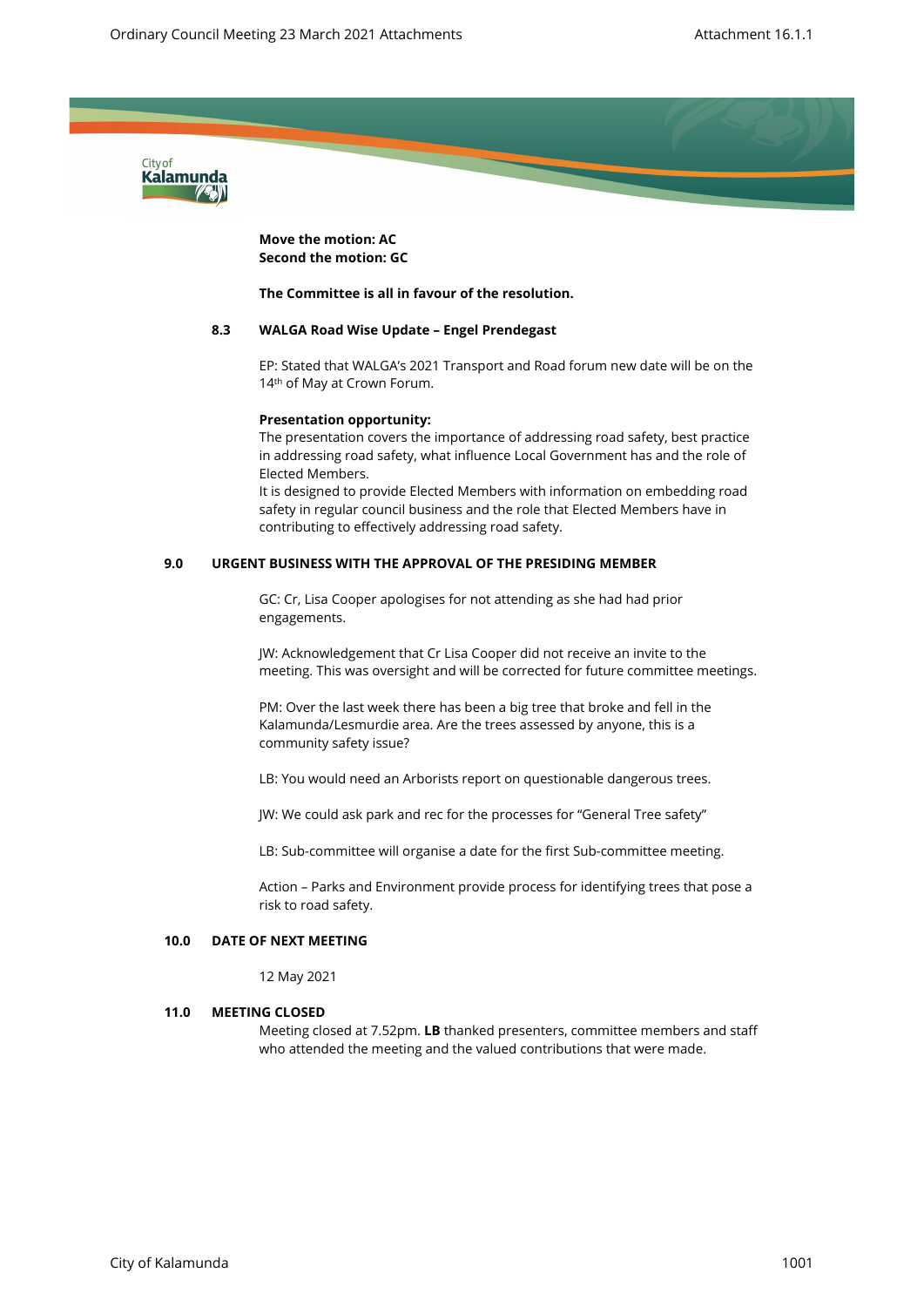**Move the motion: AC**
**Second the motion: GC**

**The Committee is all in favour of the resolution.**

### 8.3 WALGA Road Wise Update – Engel Prendegast

EP: Stated that WALGA's 2021 Transport and Road forum new date will be on the 14th of May at Crown Forum.

**Presentation opportunity:**
The presentation covers the importance of addressing road safety, best practice in addressing road safety, what influence Local Government has and the role of Elected Members.
It is designed to provide Elected Members with information on embedding road safety in regular council business and the role that Elected Members have in contributing to effectively addressing road safety.

## 9.0 URGENT BUSINESS WITH THE APPROVAL OF THE PRESIDING MEMBER

GC: Cr, Lisa Cooper apologises for not attending as she had had prior engagements.

JW: Acknowledgement that Cr Lisa Cooper did not receive an invite to the meeting. This was oversight and will be corrected for future committee meetings.

PM: Over the last week there has been a big tree that broke and fell in the Kalamunda/Lesmurdie area. Are the trees assessed by anyone, this is a community safety issue?

LB: You would need an Arborists report on questionable dangerous trees.

JW: We could ask park and rec for the processes for "General Tree safety"

LB: Sub-committee will organise a date for the first Sub-committee meeting.

Action – Parks and Environment provide process for identifying trees that pose a risk to road safety.

## 10.0 DATE OF NEXT MEETING

12 May 2021

## 11.0 MEETING CLOSED

Meeting closed at 7.52pm. **LB** thanked presenters, committee members and staff who attended the meeting and the valued contributions that were made.